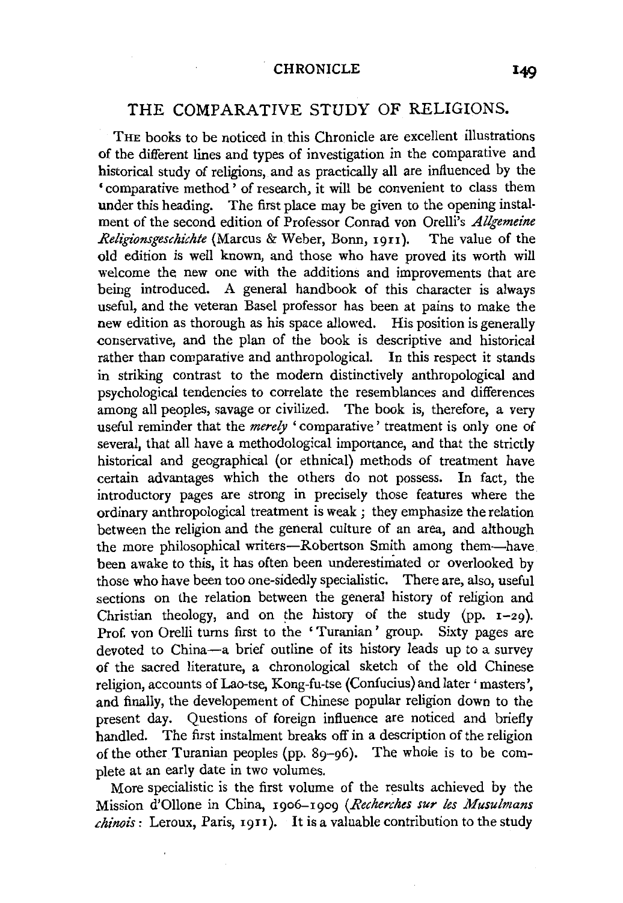# THE COMPARATIVE STUDY OF RELIGIONS.

THE books to be noticed in this Chronicle are excellent illustrations of the different lines and types of investigation in the comparative and historical study of religions, and as practically all are influenced by the 'comparative method' of research, it will be convenient to class them under this heading. The first place may be given to the opening instalment of the second edition of Professor Conrad von Orelli's *Allgemeine Religionsgeschichte* (Marcus & Weber, Bonn, 1911). The value of the old edition is well known, and those who have proved its worth will welcome the new one with the additions and improvements that are being introduced. A general handbook of this character is always useful, and the veteran Basel professor has been at pains to make the new edition as thorough as his space allowed. His position is generally conservative, and the plan of the book is descriptive and historical rather than comparative and anthropological. In this respect it stands in striking contrast to the modern distinctively anthropological and psychological tendencies to correlate the resemblances and differences among all peoples, savage or civilized. The book is, therefore, a very useful reminder that the *merely* 'comparative' treatment is only one of several, that all have a methodological importance, and that the strictly historical and geographical (or ethnical) methods of treatment have certain advantages which the others do not possess. In fact, the introductory pages are strong in precisely those features where the ordinary anthropological treatment is weak; they emphasize the relation between the religion and the general culture of an area, and although the more philosophical writers—Robertson Smith among them—have been awake to this, it has often been underestimated or overlooked by those who have been too one-sidedly specialistic. There are, also, useful sections on the relation between the general history of religion and Christian theology, and on the history of the study (pp. 1–29). Prof. von Orelli turns first to the 'Turanian' group. Sixty pages are devoted to China—a brief outline of its history leads up to a survey of the sacred literature, a chronological sketch of the old Chinese religion, accounts of Lao-tse, Kong-fu-tse (Confucius) and later 'masters', and finally, the developement of Chinese popular religion down to the present day. Questions of foreign influence are noticed and briefly handled. The first instalment breaks off in a description of the religion of the other Turanian peoples (pp. 89–96). The whole is to be complete at an early date in two volumes.

More specialistic is the first volume of the results achieved by the Mission d'Ollone in China, 1906–1909 (*Recherches sur les Musulmans chinois*: Leroux, Paris, 1911). It is a valuable contribution to the study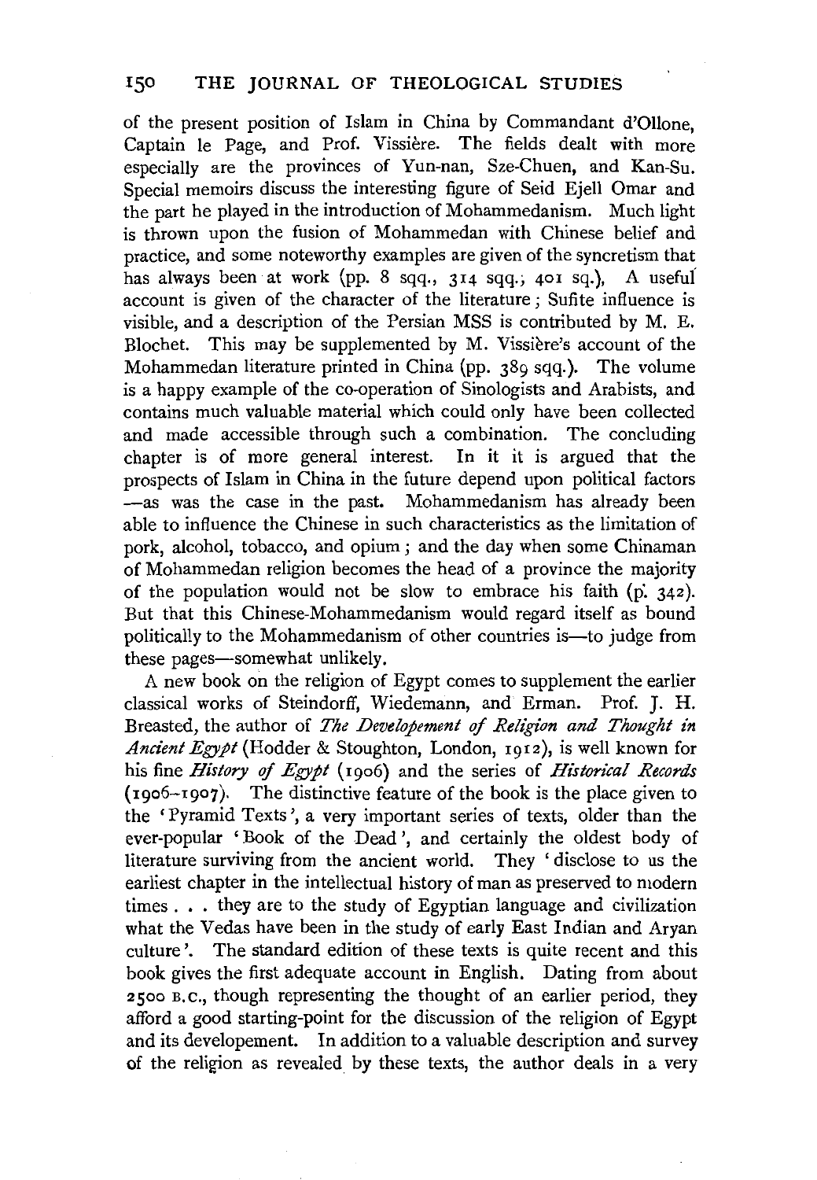of the present position of Islam in China by Commandant d'Ollone, Captain le Page, and Prof. Vissière. The fields dealt with more especially are the provinces of Yun-nan, Sze-Chuen, and Kan-Su. Special memoirs discuss the interesting figure of Seid Ejell Omar and the part he played in the introduction of Mohammedanism. Much light is thrown upon the fusion of Mohammedan with Chinese belief and practice, and some noteworthy examples are given of the syncretism that has always been at work (pp. 8 sqq., 314 sqq., 401 sq.). A useful account is given of the character of the literature; Sufite influence is visible, and a description of the Persian MSS is contributed by M. E. Blochet. This may be supplemented by M. Vissière's account of the Mohammedan literature printed in China (pp. 389 sqq.). The volume is a happy example of the co-operation of Sinologists and Arabists, and contains much valuable material which could only have been collected and made accessible through such a combination. The concluding chapter is of more general interest. In it it is argued that the prospects of Islam in China in the future depend upon political factors —as was the case in the past. Mohammedanism has already been able to influence the Chinese in such characteristics as the limitation of pork, alcohol, tobacco, and opium; and the day when some Chinaman of Mohammedan religion becomes the head of a province the majority of the population would not be slow to embrace his faith (p. 342). But that this Chinese-Mohammedanism would regard itself as bound politically to the Mohammedanism of other countries is—to judge from these pages—somewhat unlikely.

A new book on the religion of Egypt comes to supplement the earlier classical works of Steindorff, Wiedemann, and Erman. Prof. J. H. Breasted, the author of *The Developement of Religion and Thought in Ancient Egypt* (Hodder & Stoughton, London, 1912), is well known for his fine *History of Egypt* (1906) and the series of *Historical Records* (1906–1907). The distinctive feature of the book is the place given to the 'Pyramid Texts', a very important series of texts, older than the ever-popular 'Book of the Dead', and certainly the oldest body of literature surviving from the ancient world. They 'disclose to us the earliest chapter in the intellectual history of man as preserved to modern times . . . they are to the study of Egyptian language and civilization what the Vedas have been in the study of early East Indian and Aryan culture'. The standard edition of these texts is quite recent and this book gives the first adequate account in English. Dating from about 2500 B.C., though representing the thought of an earlier period, they afford a good starting-point for the discussion of the religion of Egypt and its developement. In addition to a valuable description and survey of the religion as revealed by these texts, the author deals in a very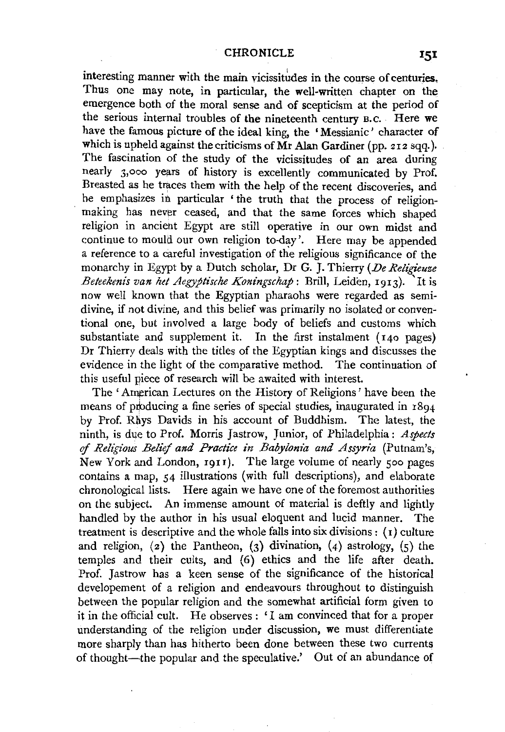interesting manner with the main vicissitudes in the course of centuries. Thus one may note, in particular, the well-written chapter on the emergence both of the moral sense and of scepticism at the period of the serious internal troubles of the nineteenth century B.C. Here we have the famous picture of the ideal king, the 'Messianic' character of which is upheld against the criticisms of Mr Alan Gardiner (pp. 212 sqq.). The fascination of the study of the vicissitudes of an area during nearly 3,000 years of history is excellently communicated by Prof. Breasted as he traces them with the help of the recent discoveries, and he emphasizes in particular 'the truth that the process of religion-making has never ceased, and that the same forces which shaped religion in ancient Egypt are still operative in our own midst and continue to mould our own religion to-day'. Here may be appended a reference to a careful investigation of the religious significance of the monarchy in Egypt by a Dutch scholar, Dr G. J. Thierry (*De Religieuze Beteekenis van het Aegyptische Koningschap*: Brill, Leiden, 1913). It is now well known that the Egyptian pharaohs were regarded as semi-divine, if not divine, and this belief was primarily no isolated or conventional one, but involved a large body of beliefs and customs which substantiate and supplement it. In the first instalment (140 pages) Dr Thierry deals with the titles of the Egyptian kings and discusses the evidence in the light of the comparative method. The continuation of this useful piece of research will be awaited with interest.

The 'American Lectures on the History of Religions' have been the means of producing a fine series of special studies, inaugurated in 1894 by Prof. Rhys Davids in his account of Buddhism. The latest, the ninth, is due to Prof. Morris Jastrow, Junior, of Philadelphia: *Aspects of Religious Belief and Practice in Babylonia and Assyria* (Putnam's, New York and London, 1911). The large volume of nearly 500 pages contains a map, 54 illustrations (with full descriptions), and elaborate chronological lists. Here again we have one of the foremost authorities on the subject. An immense amount of material is deftly and lightly handled by the author in his usual eloquent and lucid manner. The treatment is descriptive and the whole falls into six divisions: (1) culture and religion, (2) the Pantheon, (3) divination, (4) astrology, (5) the temples and their cults, and (6) ethics and the life after death. Prof. Jastrow has a keen sense of the significance of the historical developement of a religion and endeavours throughout to distinguish between the popular religion and the somewhat artificial form given to it in the official cult. He observes: 'I am convinced that for a proper understanding of the religion under discussion, we must differentiate more sharply than has hitherto been done between these two currents of thought—the popular and the speculative.' Out of an abundance of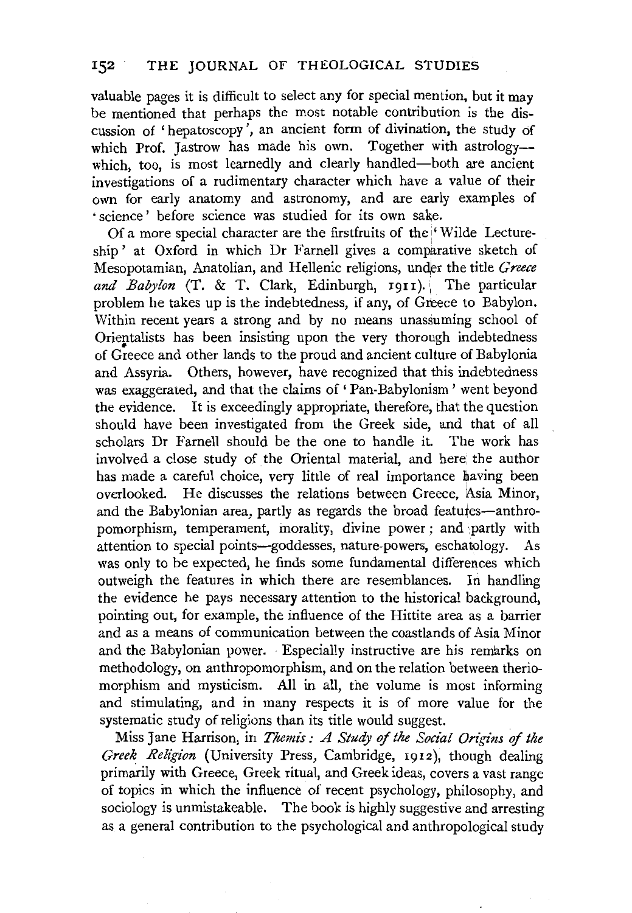valuable pages it is difficult to select any for special mention, but it may be mentioned that perhaps the most notable contribution is the discussion of 'hepatoscopy', an ancient form of divination, the study of which Prof. Jastrow has made his own. Together with astrology—which, too, is most learnedly and clearly handled—both are ancient investigations of a rudimentary character which have a value of their own for early anatomy and astronomy, and are early examples of 'science' before science was studied for its own sake.

Of a more special character are the firstfruits of the 'Wilde Lectureship' at Oxford in which Dr Farnell gives a comparative sketch of Mesopotamian, Anatolian, and Hellenic religions, under the title *Greece and Babylon* (T. & T. Clark, Edinburgh, 1911). The particular problem he takes up is the indebtedness, if any, of Greece to Babylon. Within recent years a strong and by no means unassuming school of Orientalists has been insisting upon the very thorough indebtedness of Greece and other lands to the proud and ancient culture of Babylonia and Assyria. Others, however, have recognized that this indebtedness was exaggerated, and that the claims of 'Pan-Babylonism' went beyond the evidence. It is exceedingly appropriate, therefore, that the question should have been investigated from the Greek side, and that of all scholars Dr Farnell should be the one to handle it. The work has involved a close study of the Oriental material, and here the author has made a careful choice, very little of real importance having been overlooked. He discusses the relations between Greece, Asia Minor, and the Babylonian area, partly as regards the broad features—anthropomorphism, temperament, morality, divine power; and partly with attention to special points—goddesses, nature-powers, eschatology. As was only to be expected, he finds some fundamental differences which outweigh the features in which there are resemblances. In handling the evidence he pays necessary attention to the historical background, pointing out, for example, the influence of the Hittite area as a barrier and as a means of communication between the coastlands of Asia Minor and the Babylonian power. Especially instructive are his remarks on methodology, on anthropomorphism, and on the relation between theriomorphism and mysticism. All in all, the volume is most informing and stimulating, and in many respects it is of more value for the systematic study of religions than its title would suggest.

Miss Jane Harrison, in *Themis: A Study of the Social Origins of the Greek Religion* (University Press, Cambridge, 1912), though dealing primarily with Greece, Greek ritual, and Greek ideas, covers a vast range of topics in which the influence of recent psychology, philosophy, and sociology is unmistakeable. The book is highly suggestive and arresting as a general contribution to the psychological and anthropological study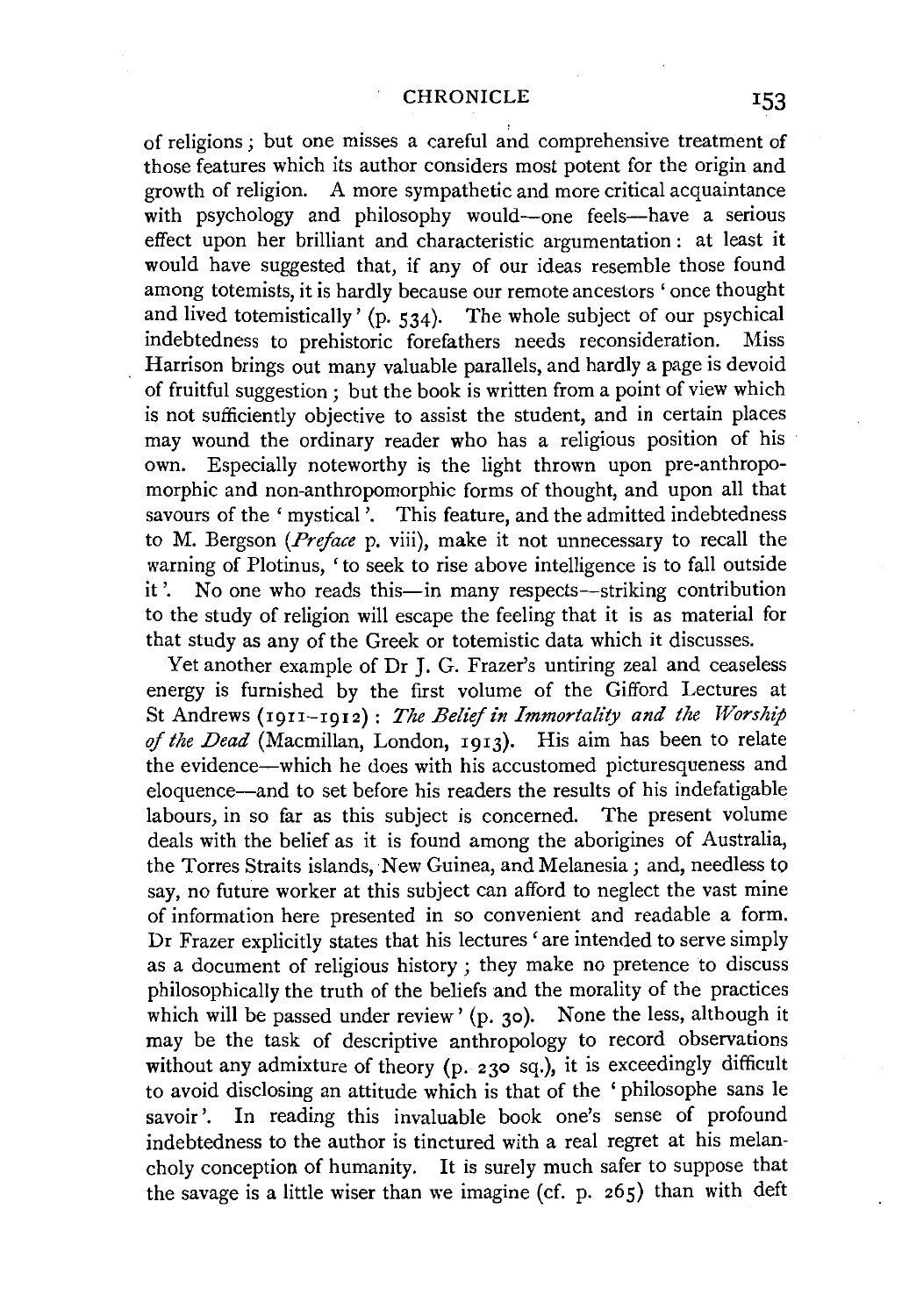of religions; but one misses a careful and comprehensive treatment of those features which its author considers most potent for the origin and growth of religion. A more sympathetic and more critical acquaintance with psychology and philosophy would—one feels—have a serious effect upon her brilliant and characteristic argumentation: at least it would have suggested that, if any of our ideas resemble those found among totemists, it is hardly because our remote ancestors 'once thought and lived totemistically' (p. 534). The whole subject of our psychical indebtedness to prehistoric forefathers needs reconsideration. Miss Harrison brings out many valuable parallels, and hardly a page is devoid of fruitful suggestion; but the book is written from a point of view which is not sufficiently objective to assist the student, and in certain places may wound the ordinary reader who has a religious position of his own. Especially noteworthy is the light thrown upon pre-anthropomorphic and non-anthropomorphic forms of thought, and upon all that savours of the 'mystical'. This feature, and the admitted indebtedness to M. Bergson (*Preface* p. viii), make it not unnecessary to recall the warning of Plotinus, 'to seek to rise above intelligence is to fall outside it'. No one who reads this—in many respects—striking contribution to the study of religion will escape the feeling that it is as material for that study as any of the Greek or totemistic data which it discusses.

Yet another example of Dr J. G. Frazer's untiring zeal and ceaseless energy is furnished by the first volume of the Gifford Lectures at St Andrews (1911–1912): *The Belief in Immortality and the Worship of the Dead* (Macmillan, London, 1913). His aim has been to relate the evidence—which he does with his accustomed picturesqueness and eloquence—and to set before his readers the results of his indefatigable labours, in so far as this subject is concerned. The present volume deals with the belief as it is found among the aborigines of Australia, the Torres Straits islands, New Guinea, and Melanesia; and, needless to say, no future worker at this subject can afford to neglect the vast mine of information here presented in so convenient and readable a form. Dr Frazer explicitly states that his lectures 'are intended to serve simply as a document of religious history; they make no pretence to discuss philosophically the truth of the beliefs and the morality of the practices which will be passed under review' (p. 30). None the less, although it may be the task of descriptive anthropology to record observations without any admixture of theory (p. 230 sq.), it is exceedingly difficult to avoid disclosing an attitude which is that of the 'philosophe sans le savoir'. In reading this invaluable book one's sense of profound indebtedness to the author is tinctured with a real regret at his melancholy conception of humanity. It is surely much safer to suppose that the savage is a little wiser than we imagine (cf. p. 265) than with deft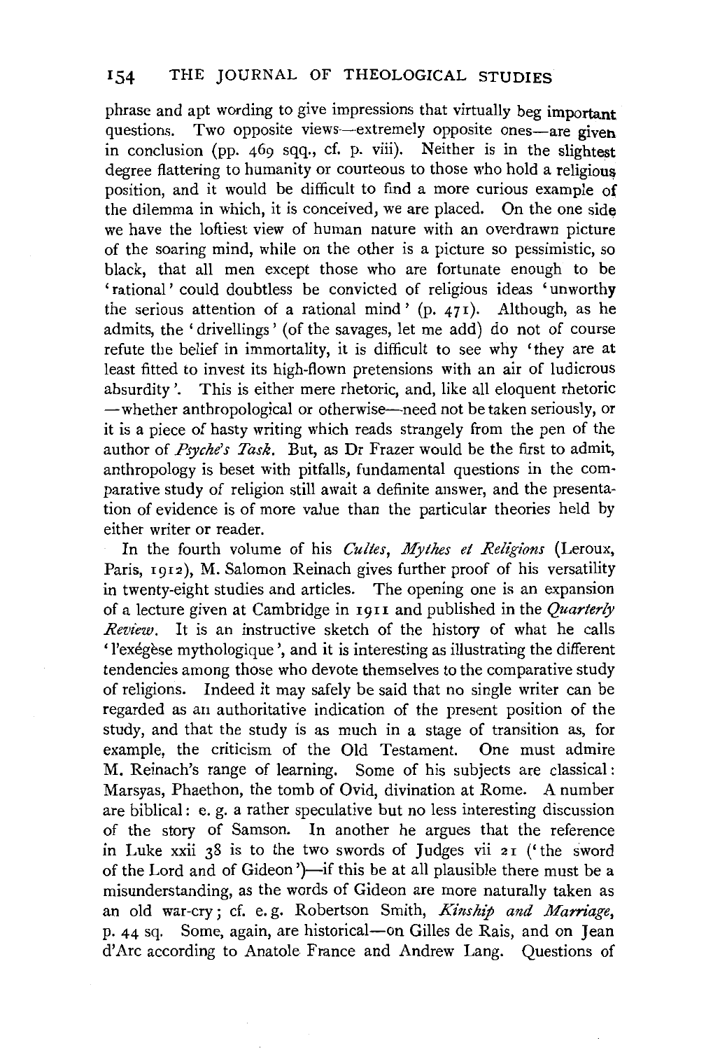phrase and apt wording to give impressions that virtually beg important questions. Two opposite views—extremely opposite ones—are given in conclusion (pp. 469 sqq., cf. p. viii). Neither is in the slightest degree flattering to humanity or courteous to those who hold a religious position, and it would be difficult to find a more curious example of the dilemma in which, it is conceived, we are placed. On the one side we have the loftiest view of human nature with an overdrawn picture of the soaring mind, while on the other is a picture so pessimistic, so black, that all men except those who are fortunate enough to be 'rational' could doubtless be convicted of religious ideas 'unworthy the serious attention of a rational mind' (p. 471). Although, as he admits, the 'drivellings' (of the savages, let me add) do not of course refute the belief in immortality, it is difficult to see why 'they are at least fitted to invest its high-flown pretensions with an air of ludicrous absurdity'. This is either mere rhetoric, and, like all eloquent rhetoric —whether anthropological or otherwise—need not be taken seriously, or it is a piece of hasty writing which reads strangely from the pen of the author of *Psyche's Task*. But, as Dr Frazer would be the first to admit, anthropology is beset with pitfalls, fundamental questions in the comparative study of religion still await a definite answer, and the presentation of evidence is of more value than the particular theories held by either writer or reader.

In the fourth volume of his *Cultes, Mythes et Religions* (Leroux, Paris, 1912), M. Salomon Reinach gives further proof of his versatility in twenty-eight studies and articles. The opening one is an expansion of a lecture given at Cambridge in 1911 and published in the *Quarterly Review*. It is an instructive sketch of the history of what he calls 'l'exégèse mythologique', and it is interesting as illustrating the different tendencies among those who devote themselves to the comparative study of religions. Indeed it may safely be said that no single writer can be regarded as an authoritative indication of the present position of the study, and that the study is as much in a stage of transition as, for example, the criticism of the Old Testament. One must admire M. Reinach's range of learning. Some of his subjects are classical: Marsyas, Phaethon, the tomb of Ovid, divination at Rome. A number are biblical: e. g. a rather speculative but no less interesting discussion of the story of Samson. In another he argues that the reference in Luke xxii 38 is to the two swords of Judges vii 21 ('the sword of the Lord and of Gideon')—if this be at all plausible there must be a misunderstanding, as the words of Gideon are more naturally taken as an old war-cry; cf. e. g. Robertson Smith, *Kinship and Marriage*, p. 44 sq. Some, again, are historical—on Gilles de Rais, and on Jean d'Arc according to Anatole France and Andrew Lang. Questions of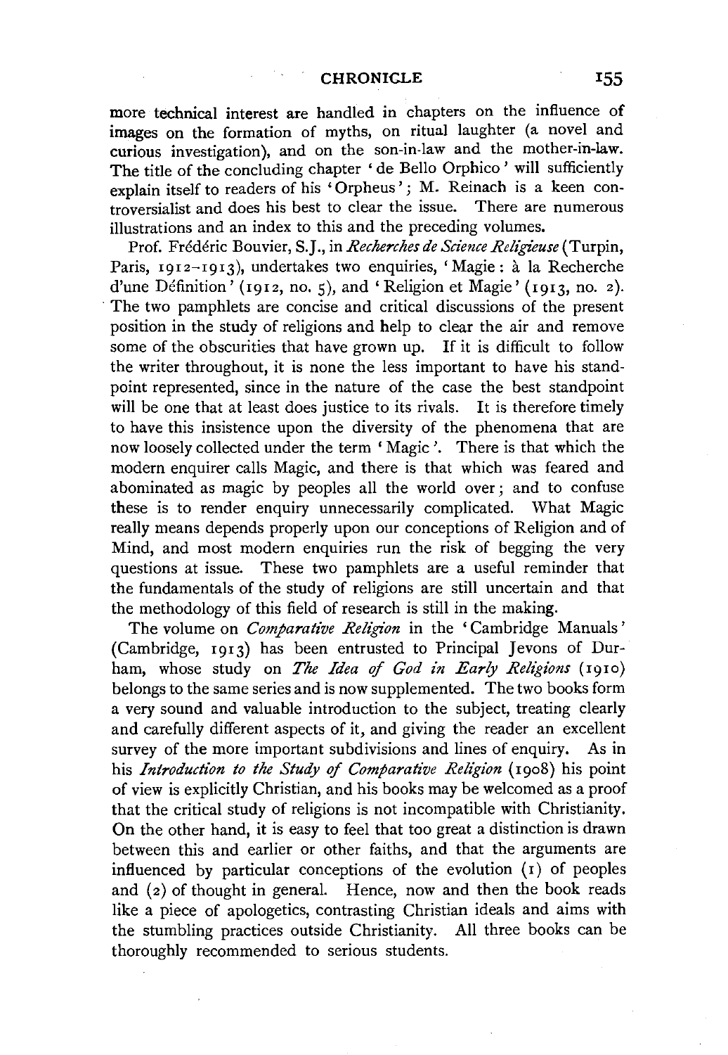more technical interest are handled in chapters on the influence of images on the formation of myths, on ritual laughter (a novel and curious investigation), and on the son-in-law and the mother-in-law. The title of the concluding chapter 'de Bello Orphico' will sufficiently explain itself to readers of his 'Orpheus'; M. Reinach is a keen controversialist and does his best to clear the issue. There are numerous illustrations and an index to this and the preceding volumes.

Prof. Frédéric Bouvier, S.J., in *Recherches de Science Religieuse* (Turpin, Paris, 1912–1913), undertakes two enquiries, 'Magie: à la Recherche d'une Définition' (1912, no. 5), and 'Religion et Magie' (1913, no. 2). The two pamphlets are concise and critical discussions of the present position in the study of religions and help to clear the air and remove some of the obscurities that have grown up. If it is difficult to follow the writer throughout, it is none the less important to have his standpoint represented, since in the nature of the case the best standpoint will be one that at least does justice to its rivals. It is therefore timely to have this insistence upon the diversity of the phenomena that are now loosely collected under the term 'Magic'. There is that which the modern enquirer calls Magic, and there is that which was feared and abominated as magic by peoples all the world over; and to confuse these is to render enquiry unnecessarily complicated. What Magic really means depends properly upon our conceptions of Religion and of Mind, and most modern enquiries run the risk of begging the very questions at issue. These two pamphlets are a useful reminder that the fundamentals of the study of religions are still uncertain and that the methodology of this field of research is still in the making.

The volume on *Comparative Religion* in the 'Cambridge Manuals' (Cambridge, 1913) has been entrusted to Principal Jevons of Durham, whose study on *The Idea of God in Early Religions* (1910) belongs to the same series and is now supplemented. The two books form a very sound and valuable introduction to the subject, treating clearly and carefully different aspects of it, and giving the reader an excellent survey of the more important subdivisions and lines of enquiry. As in his *Introduction to the Study of Comparative Religion* (1908) his point of view is explicitly Christian, and his books may be welcomed as a proof that the critical study of religions is not incompatible with Christianity. On the other hand, it is easy to feel that too great a distinction is drawn between this and earlier or other faiths, and that the arguments are influenced by particular conceptions of the evolution (1) of peoples and (2) of thought in general. Hence, now and then the book reads like a piece of apologetics, contrasting Christian ideals and aims with the stumbling practices outside Christianity. All three books can be thoroughly recommended to serious students.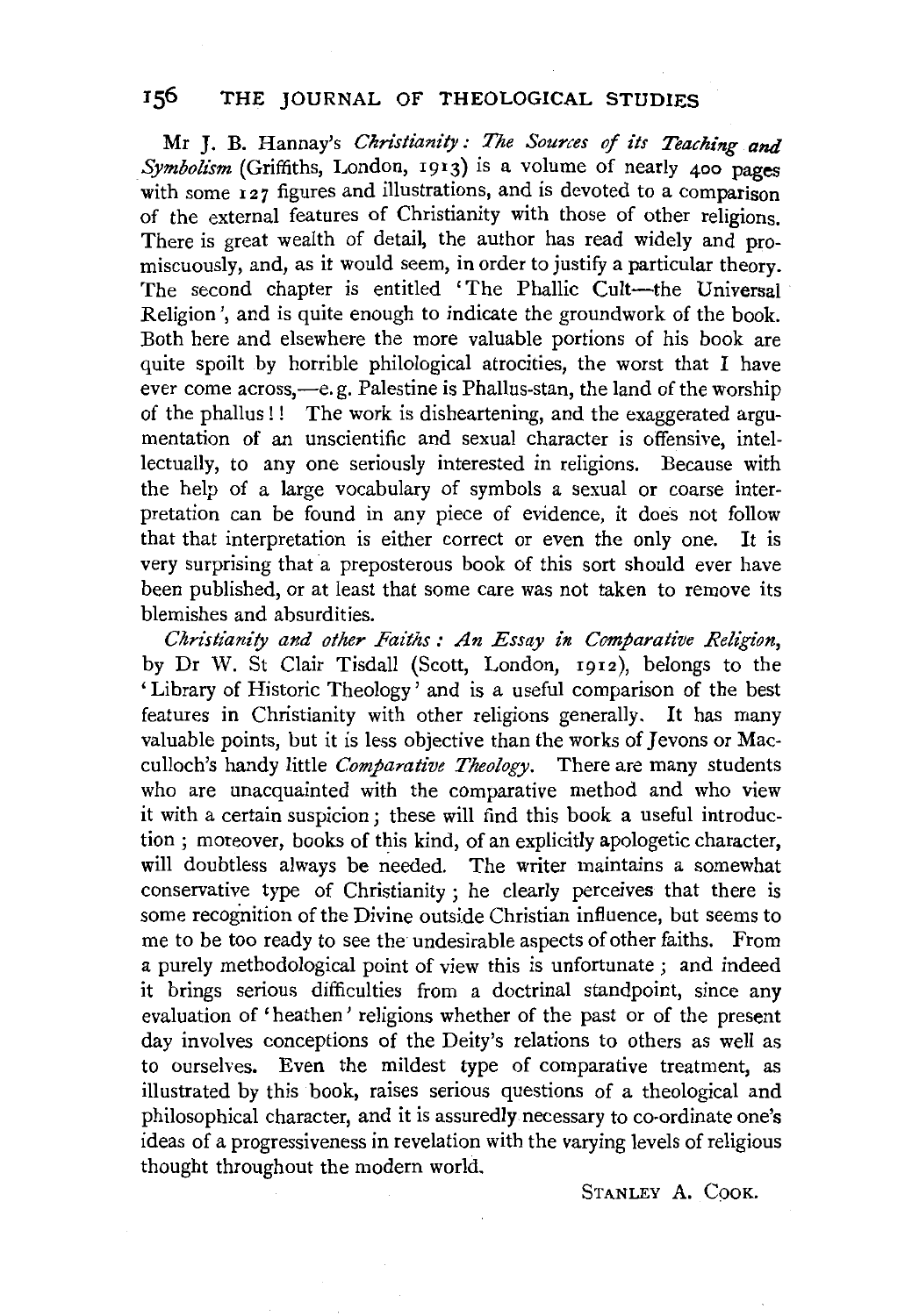Mr J. B. Hannay's *Christianity: The Sources of its Teaching and Symbolism* (Griffiths, London, 1913) is a volume of nearly 400 pages with some 127 figures and illustrations, and is devoted to a comparison of the external features of Christianity with those of other religions. There is great wealth of detail, the author has read widely and promiscuously, and, as it would seem, in order to justify a particular theory. The second chapter is entitled 'The Phallic Cult—the Universal Religion', and is quite enough to indicate the groundwork of the book. Both here and elsewhere the more valuable portions of his book are quite spoilt by horrible philological atrocities, the worst that I have ever come across,—e. g. Palestine is Phallus-stan, the land of the worship of the phallus!! The work is disheartening, and the exaggerated argumentation of an unscientific and sexual character is offensive, intellectually, to any one seriously interested in religions. Because with the help of a large vocabulary of symbols a sexual or coarse interpretation can be found in any piece of evidence, it does not follow that that interpretation is either correct or even the only one. It is very surprising that a preposterous book of this sort should ever have been published, or at least that some care was not taken to remove its blemishes and absurdities.

*Christianity and other Faiths: An Essay in Comparative Religion*, by Dr W. St Clair Tisdall (Scott, London, 1912), belongs to the 'Library of Historic Theology' and is a useful comparison of the best features in Christianity with other religions generally. It has many valuable points, but it is less objective than the works of Jevons or Macculloch's handy little *Comparative Theology*. There are many students who are unacquainted with the comparative method and who view it with a certain suspicion; these will find this book a useful introduction; moreover, books of this kind, of an explicitly apologetic character, will doubtless always be needed. The writer maintains a somewhat conservative type of Christianity; he clearly perceives that there is some recognition of the Divine outside Christian influence, but seems to me to be too ready to see the undesirable aspects of other faiths. From a purely methodological point of view this is unfortunate; and indeed it brings serious difficulties from a doctrinal standpoint, since any evaluation of 'heathen' religions whether of the past or of the present day involves conceptions of the Deity's relations to others as well as to ourselves. Even the mildest type of comparative treatment, as illustrated by this book, raises serious questions of a theological and philosophical character, and it is assuredly necessary to co-ordinate one's ideas of a progressiveness in revelation with the varying levels of religious thought throughout the modern world.

STANLEY A. COOK.